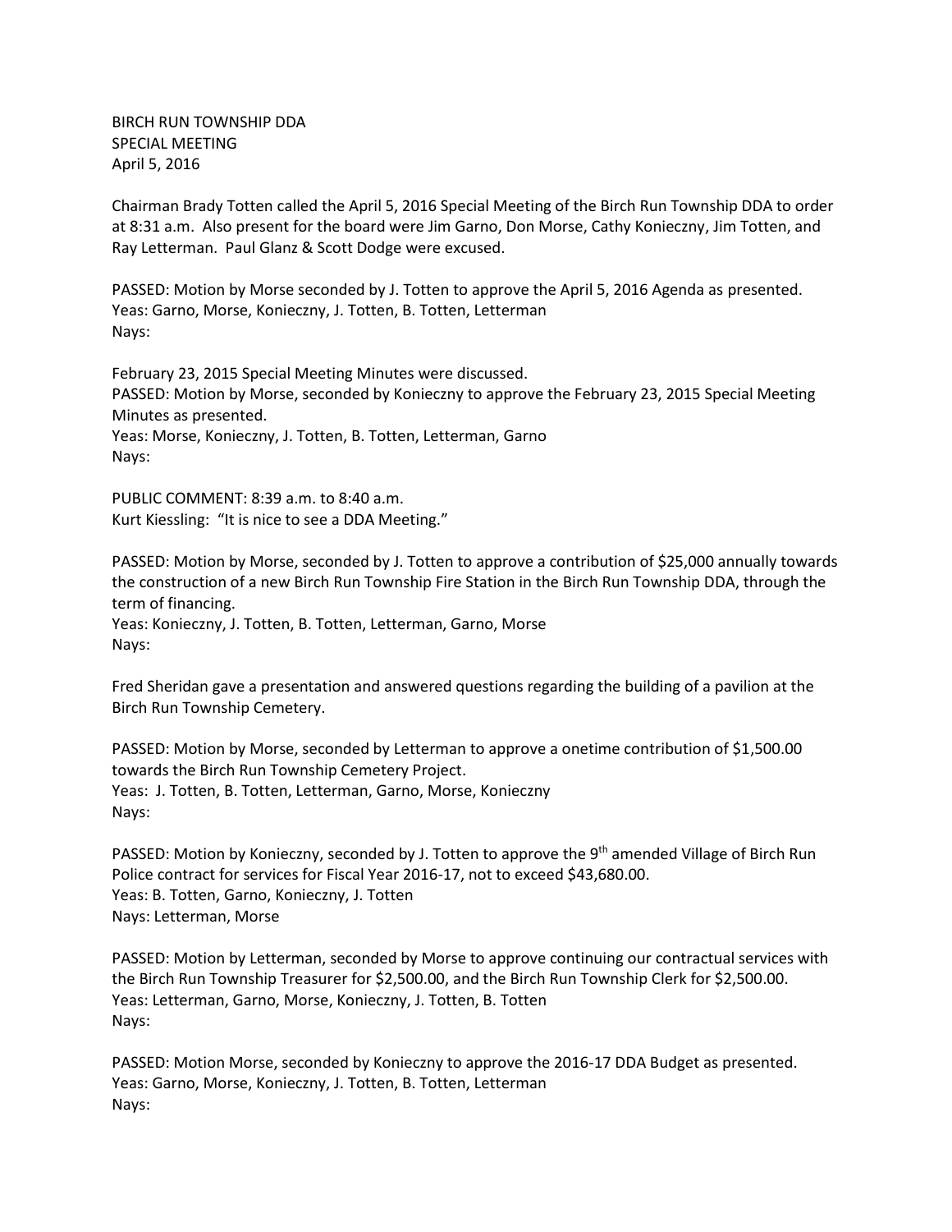BIRCH RUN TOWNSHIP DDA
SPECIAL MEETING
April 5, 2016

Chairman Brady Totten called the April 5, 2016 Special Meeting of the Birch Run Township DDA to order at 8:31 a.m. Also present for the board were Jim Garno, Don Morse, Cathy Konieczny, Jim Totten, and Ray Letterman. Paul Glanz & Scott Dodge were excused.

PASSED: Motion by Morse seconded by J. Totten to approve the April 5, 2016 Agenda as presented.
Yeas: Garno, Morse, Konieczny, J. Totten, B. Totten, Letterman
Nays:

February 23, 2015 Special Meeting Minutes were discussed.
PASSED: Motion by Morse, seconded by Konieczny to approve the February 23, 2015 Special Meeting Minutes as presented.
Yeas: Morse, Konieczny, J. Totten, B. Totten, Letterman, Garno
Nays:

PUBLIC COMMENT: 8:39 a.m. to 8:40 a.m.
Kurt Kiessling: "It is nice to see a DDA Meeting."

PASSED: Motion by Morse, seconded by J. Totten to approve a contribution of $25,000 annually towards the construction of a new Birch Run Township Fire Station in the Birch Run Township DDA, through the term of financing.
Yeas: Konieczny, J. Totten, B. Totten, Letterman, Garno, Morse
Nays:

Fred Sheridan gave a presentation and answered questions regarding the building of a pavilion at the Birch Run Township Cemetery.

PASSED: Motion by Morse, seconded by Letterman to approve a onetime contribution of $1,500.00 towards the Birch Run Township Cemetery Project.
Yeas: J. Totten, B. Totten, Letterman, Garno, Morse, Konieczny
Nays:

PASSED: Motion by Konieczny, seconded by J. Totten to approve the 9th amended Village of Birch Run Police contract for services for Fiscal Year 2016-17, not to exceed $43,680.00.
Yeas: B. Totten, Garno, Konieczny, J. Totten
Nays: Letterman, Morse

PASSED: Motion by Letterman, seconded by Morse to approve continuing our contractual services with the Birch Run Township Treasurer for $2,500.00, and the Birch Run Township Clerk for $2,500.00.
Yeas: Letterman, Garno, Morse, Konieczny, J. Totten, B. Totten
Nays:

PASSED: Motion Morse, seconded by Konieczny to approve the 2016-17 DDA Budget as presented.
Yeas: Garno, Morse, Konieczny, J. Totten, B. Totten, Letterman
Nays: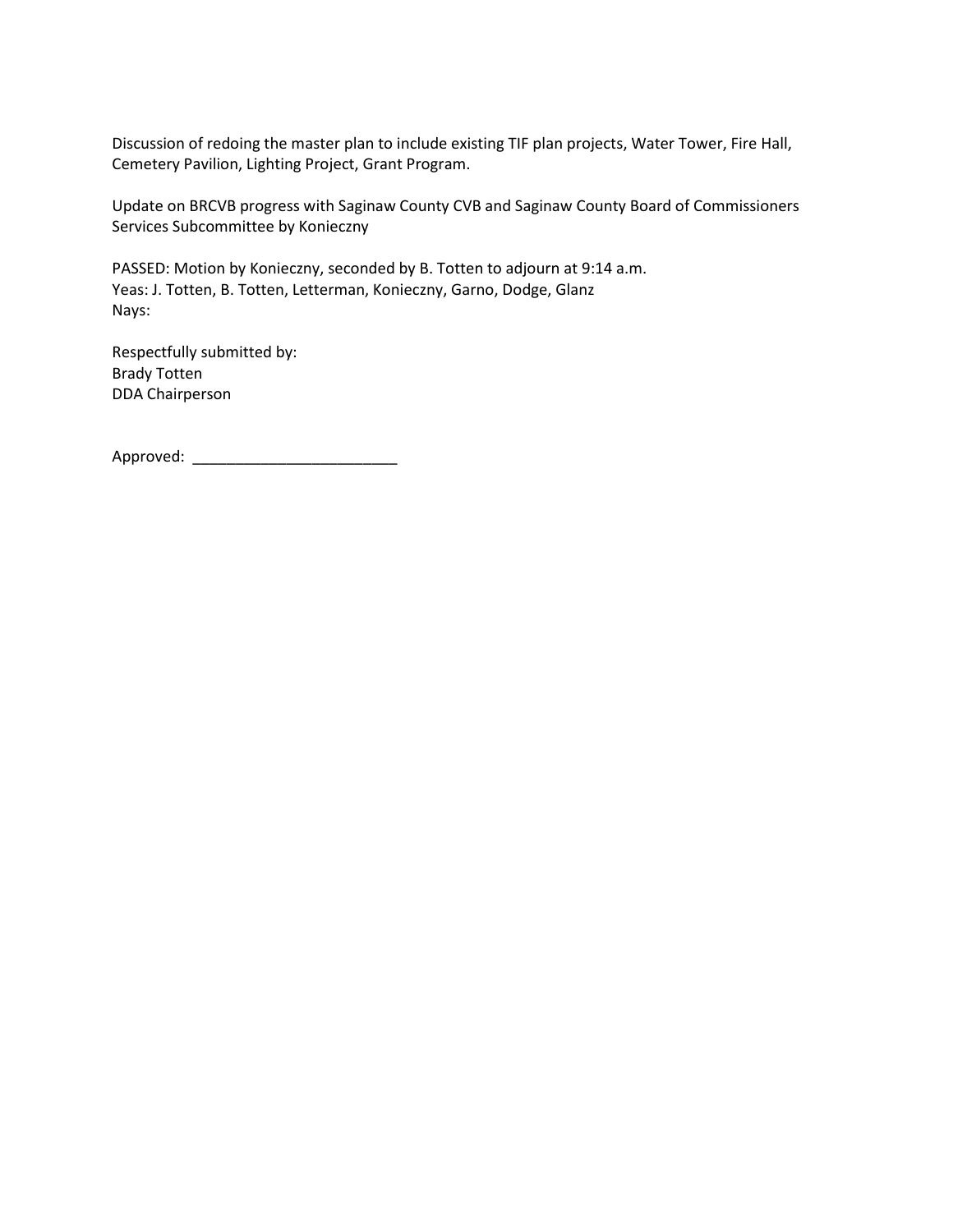Discussion of redoing the master plan to include existing TIF plan projects, Water Tower, Fire Hall, Cemetery Pavilion, Lighting Project, Grant Program.

Update on BRCVB progress with Saginaw County CVB and Saginaw County Board of Commissioners Services Subcommittee by Konieczny

PASSED: Motion by Konieczny, seconded by B. Totten to adjourn at 9:14 a.m.
Yeas: J. Totten, B. Totten, Letterman, Konieczny, Garno, Dodge, Glanz
Nays:

Respectfully submitted by:
Brady Totten
DDA Chairperson

Approved: ________________________